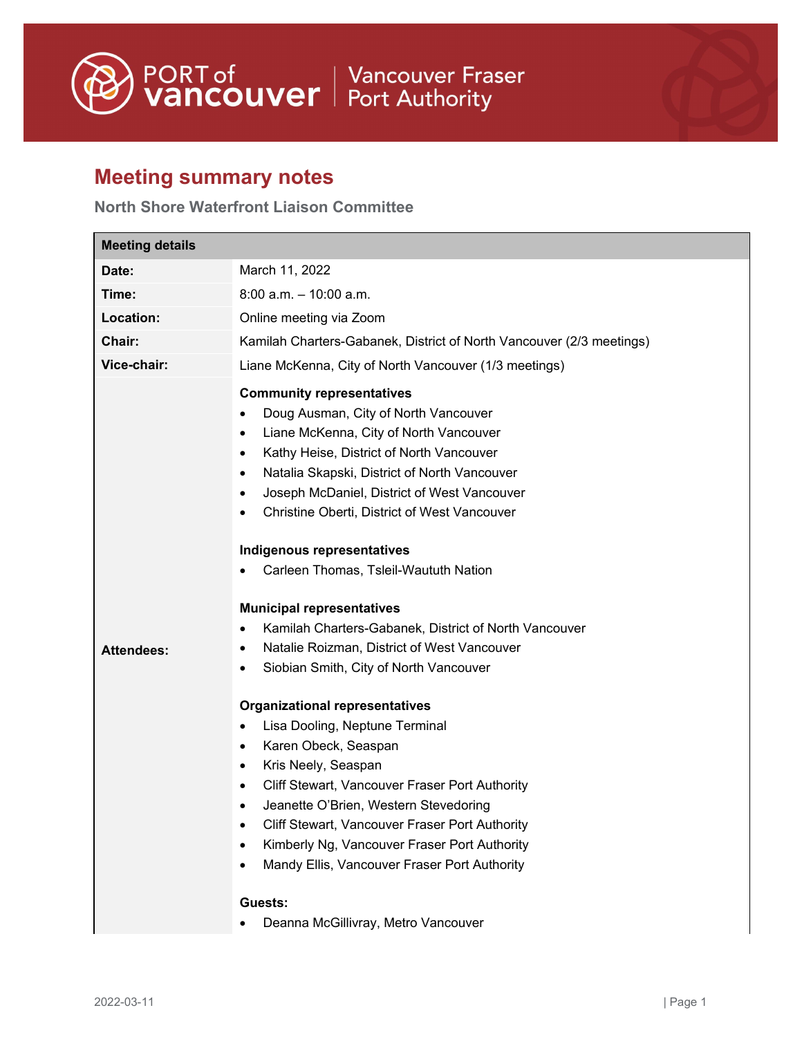# Meeting summary notes

## North Shore Waterfront Liaison Committee

| Meeting details | |
|---|---|
| **Date:** | March 11, 2022 |
| **Time:** | 8:00 a.m. – 10:00 a.m. |
| **Location:** | Online meeting via Zoom |
| **Chair:** | Kamilah Charters-Gabanek, District of North Vancouver (2/3 meetings) |
| **Vice-chair:** | Liane McKenna, City of North Vancouver (1/3 meetings) |
| **Attendees:** | **Community representatives**<br>• Doug Ausman, City of North Vancouver<br>• Liane McKenna, City of North Vancouver<br>• Kathy Heise, District of North Vancouver<br>• Natalia Skapski, District of North Vancouver<br>• Joseph McDaniel, District of West Vancouver<br>• Christine Oberti, District of West Vancouver<br><br>**Indigenous representatives**<br>• Carleen Thomas, Tsleil-Waututh Nation<br><br>**Municipal representatives**<br>• Kamilah Charters-Gabanek, District of North Vancouver<br>• Natalie Roizman, District of West Vancouver<br>• Siobian Smith, City of North Vancouver<br><br>**Organizational representatives**<br>• Lisa Dooling, Neptune Terminal<br>• Karen Obeck, Seaspan<br>• Kris Neely, Seaspan<br>• Cliff Stewart, Vancouver Fraser Port Authority<br>• Jeanette O'Brien, Western Stevedoring<br>• Cliff Stewart, Vancouver Fraser Port Authority<br>• Kimberly Ng, Vancouver Fraser Port Authority<br>• Mandy Ellis, Vancouver Fraser Port Authority<br><br>**Guests:**<br>• Deanna McGillivray, Metro Vancouver |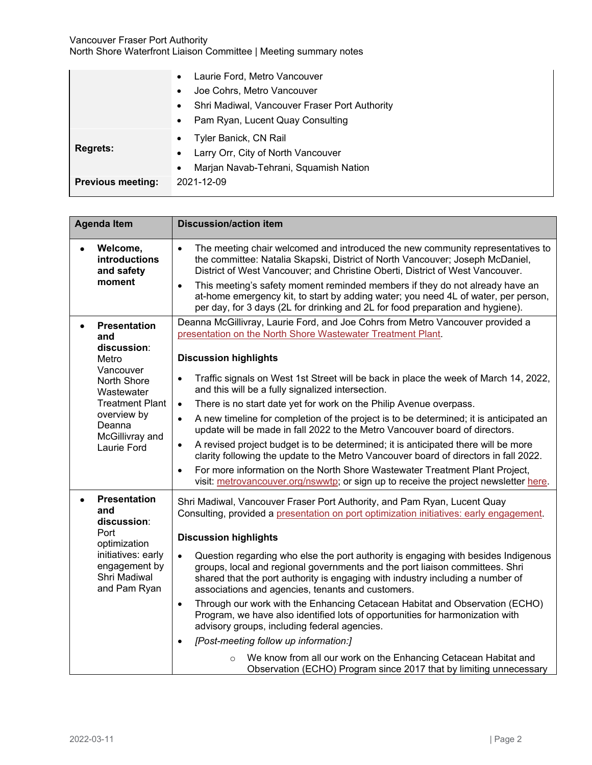| | |
|---|---|
| | • Laurie Ford, Metro Vancouver<br>• Joe Cohrs, Metro Vancouver<br>• Shri Madiwal, Vancouver Fraser Port Authority<br>• Pam Ryan, Lucent Quay Consulting |
| **Regrets:** | • Tyler Banick, CN Rail<br>• Larry Orr, City of North Vancouver<br>• Marjan Navab-Tehrani, Squamish Nation |
| **Previous meeting:** | 2021-12-09 |

| Agenda Item | Discussion/action item |
|---|---|
| • **Welcome, introductions and safety moment** | • The meeting chair welcomed and introduced the new community representatives to the committee: Natalia Skapski, District of North Vancouver; Joseph McDaniel, District of West Vancouver; and Christine Oberti, District of West Vancouver.<br>• This meeting's safety moment reminded members if they do not already have an at-home emergency kit, to start by adding water; you need 4L of water, per person, per day, for 3 days (2L for drinking and 2L for food preparation and hygiene). |
| • **Presentation and discussion**: Metro Vancouver North Shore Wastewater Treatment Plant overview by Deanna McGillivray and Laurie Ford | Deanna McGillivray, Laurie Ford, and Joe Cohrs from Metro Vancouver provided a presentation on the North Shore Wastewater Treatment Plant.<br><br>**Discussion highlights**<br><br>• Traffic signals on West 1st Street will be back in place the week of March 14, 2022, and this will be a fully signalized intersection.<br>• There is no start date yet for work on the Philip Avenue overpass.<br>• A new timeline for completion of the project is to be determined; it is anticipated an update will be made in fall 2022 to the Metro Vancouver board of directors.<br>• A revised project budget is to be determined; it is anticipated there will be more clarity following the update to the Metro Vancouver board of directors in fall 2022.<br>• For more information on the North Shore Wastewater Treatment Plant Project, visit: metrovancouver.org/nswwtp; or sign up to receive the project newsletter here. |
| • **Presentation and discussion**: Port optimization initiatives: early engagement by Shri Madiwal and Pam Ryan | Shri Madiwal, Vancouver Fraser Port Authority, and Pam Ryan, Lucent Quay Consulting, provided a presentation on port optimization initiatives: early engagement.<br><br>**Discussion highlights**<br><br>• Question regarding who else the port authority is engaging with besides Indigenous groups, local and regional governments and the port liaison committees. Shri shared that the port authority is engaging with industry including a number of associations and agencies, tenants and customers.<br>• Through our work with the Enhancing Cetacean Habitat and Observation (ECHO) Program, we have also identified lots of opportunities for harmonization with advisory groups, including federal agencies.<br>• *[Post-meeting follow up information:]*<br>    ○ We know from all our work on the Enhancing Cetacean Habitat and Observation (ECHO) Program since 2017 that by limiting unnecessary |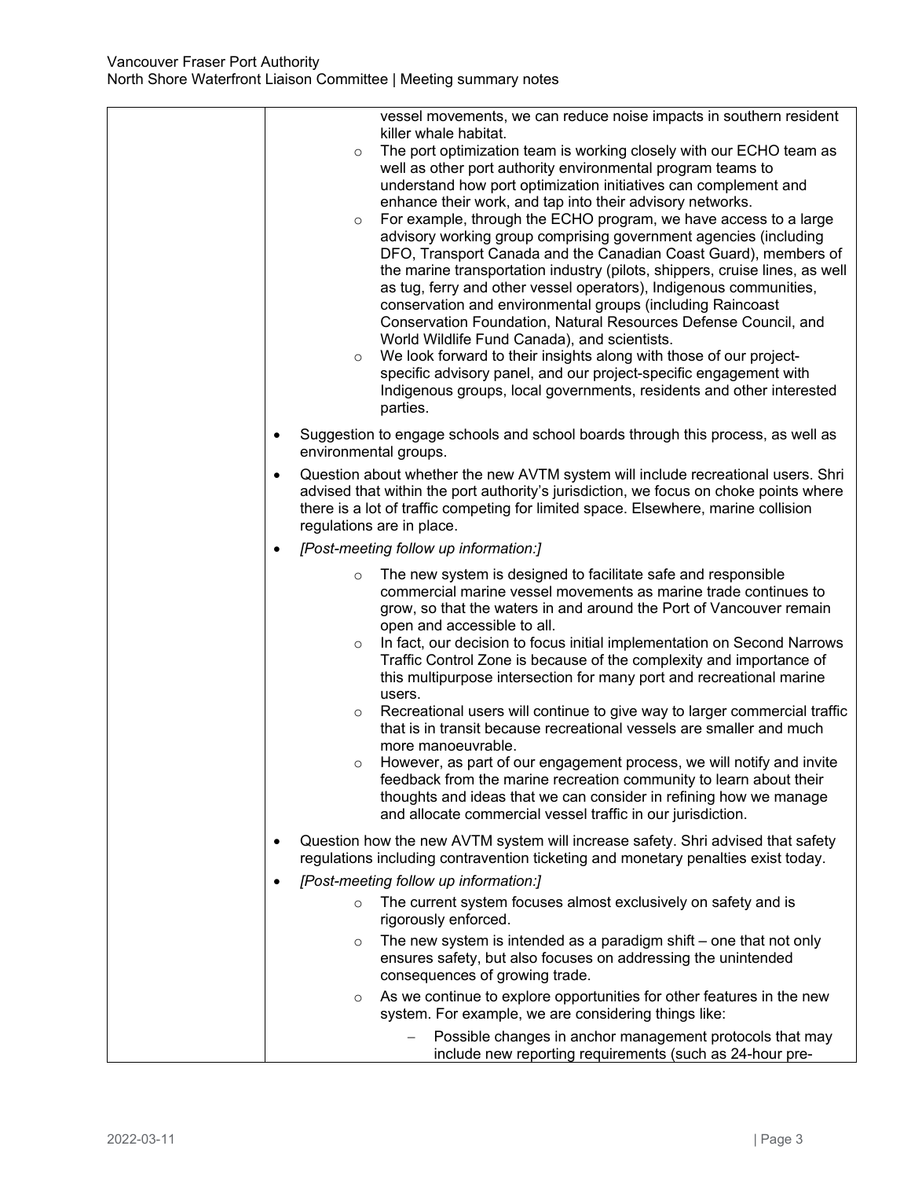| | |
|---|---|
| | vessel movements, we can reduce noise impacts in southern resident killer whale habitat.<br>◦ The port optimization team is working closely with our ECHO team as well as other port authority environmental program teams to understand how port optimization initiatives can complement and enhance their work, and tap into their advisory networks.<br>◦ For example, through the ECHO program, we have access to a large advisory working group comprising government agencies (including DFO, Transport Canada and the Canadian Coast Guard), members of the marine transportation industry (pilots, shippers, cruise lines, as well as tug, ferry and other vessel operators), Indigenous communities, conservation and environmental groups (including Raincoast Conservation Foundation, Natural Resources Defense Council, and World Wildlife Fund Canada), and scientists.<br>◦ We look forward to their insights along with those of our project-specific advisory panel, and our project-specific engagement with Indigenous groups, local governments, residents and other interested parties.<br>• Suggestion to engage schools and school boards through this process, as well as environmental groups.<br>• Question about whether the new AVTM system will include recreational users. Shri advised that within the port authority's jurisdiction, we focus on choke points where there is a lot of traffic competing for limited space. Elsewhere, marine collision regulations are in place.<br>• *[Post-meeting follow up information:]*<br>◦ The new system is designed to facilitate safe and responsible commercial marine vessel movements as marine trade continues to grow, so that the waters in and around the Port of Vancouver remain open and accessible to all.<br>◦ In fact, our decision to focus initial implementation on Second Narrows Traffic Control Zone is because of the complexity and importance of this multipurpose intersection for many port and recreational marine users.<br>◦ Recreational users will continue to give way to larger commercial traffic that is in transit because recreational vessels are smaller and much more manoeuvrable.<br>◦ However, as part of our engagement process, we will notify and invite feedback from the marine recreation community to learn about their thoughts and ideas that we can consider in refining how we manage and allocate commercial vessel traffic in our jurisdiction.<br>• Question how the new AVTM system will increase safety. Shri advised that safety regulations including contravention ticketing and monetary penalties exist today.<br>• *[Post-meeting follow up information:]*<br>◦ The current system focuses almost exclusively on safety and is rigorously enforced.<br>◦ The new system is intended as a paradigm shift – one that not only ensures safety, but also focuses on addressing the unintended consequences of growing trade.<br>◦ As we continue to explore opportunities for other features in the new system. For example, we are considering things like:<br>– Possible changes in anchor management protocols that may include new reporting requirements (such as 24-hour pre- |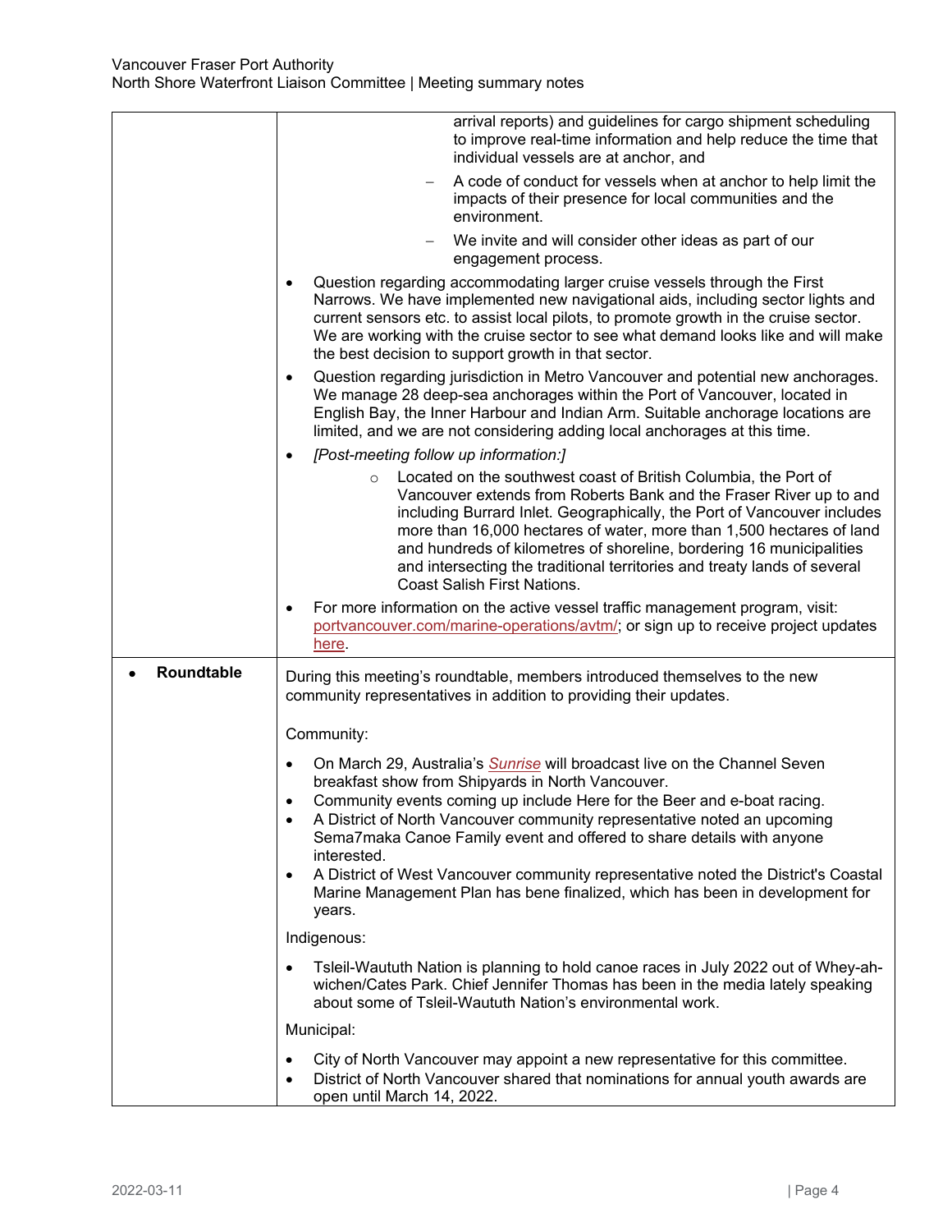| | |
|---|---|
| | arrival reports) and guidelines for cargo shipment scheduling to improve real-time information and help reduce the time that individual vessels are at anchor, and<br>– A code of conduct for vessels when at anchor to help limit the impacts of their presence for local communities and the environment.<br>– We invite and will consider other ideas as part of our engagement process.<br>• Question regarding accommodating larger cruise vessels through the First Narrows. We have implemented new navigational aids, including sector lights and current sensors etc. to assist local pilots, to promote growth in the cruise sector. We are working with the cruise sector to see what demand looks like and will make the best decision to support growth in that sector.<br>• Question regarding jurisdiction in Metro Vancouver and potential new anchorages. We manage 28 deep-sea anchorages within the Port of Vancouver, located in English Bay, the Inner Harbour and Indian Arm. Suitable anchorage locations are limited, and we are not considering adding local anchorages at this time.<br>• *[Post-meeting follow up information:]*<br>○ Located on the southwest coast of British Columbia, the Port of Vancouver extends from Roberts Bank and the Fraser River up to and including Burrard Inlet. Geographically, the Port of Vancouver includes more than 16,000 hectares of water, more than 1,500 hectares of land and hundreds of kilometres of shoreline, bordering 16 municipalities and intersecting the traditional territories and treaty lands of several Coast Salish First Nations.<br>• For more information on the active vessel traffic management program, visit: portvancouver.com/marine-operations/avtm/; or sign up to receive project updates here. |
| • **Roundtable** | During this meeting's roundtable, members introduced themselves to the new community representatives in addition to providing their updates.<br><br>Community:<br>• On March 29, Australia's *Sunrise* will broadcast live on the Channel Seven breakfast show from Shipyards in North Vancouver.<br>• Community events coming up include Here for the Beer and e-boat racing.<br>• A District of North Vancouver community representative noted an upcoming Sema7maka Canoe Family event and offered to share details with anyone interested.<br>• A District of West Vancouver community representative noted the District's Coastal Marine Management Plan has bene finalized, which has been in development for years.<br><br>Indigenous:<br>• Tsleil-Waututh Nation is planning to hold canoe races in July 2022 out of Whey-ah-wichen/Cates Park. Chief Jennifer Thomas has been in the media lately speaking about some of Tsleil-Waututh Nation's environmental work.<br><br>Municipal:<br>• City of North Vancouver may appoint a new representative for this committee.<br>• District of North Vancouver shared that nominations for annual youth awards are open until March 14, 2022. |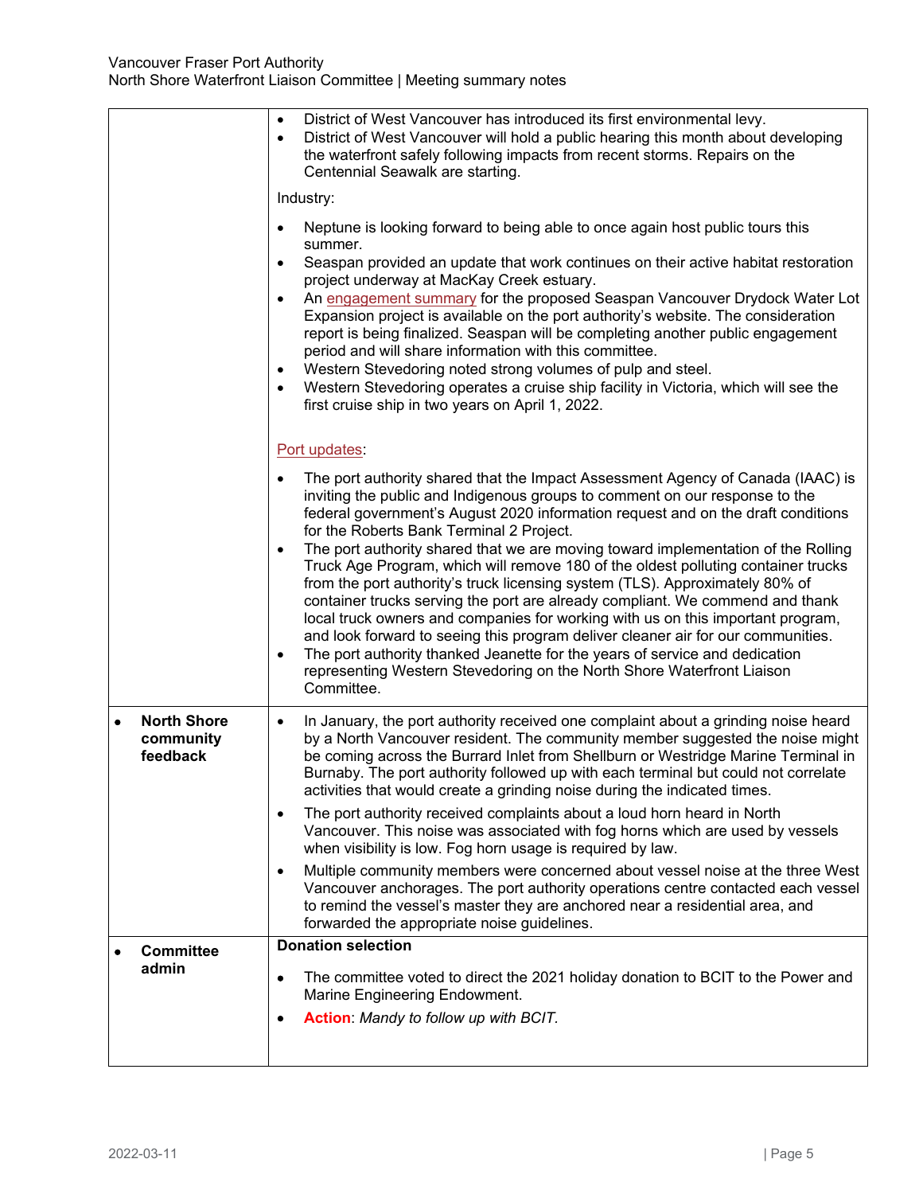| | |
|---|---|
| | • District of West Vancouver has introduced its first environmental levy.<br>• District of West Vancouver will hold a public hearing this month about developing the waterfront safely following impacts from recent storms. Repairs on the Centennial Seawalk are starting.<br><br>Industry:<br><br>• Neptune is looking forward to being able to once again host public tours this summer.<br>• Seaspan provided an update that work continues on their active habitat restoration project underway at MacKay Creek estuary.<br>• An engagement summary for the proposed Seaspan Vancouver Drydock Water Lot Expansion project is available on the port authority's website. The consideration report is being finalized. Seaspan will be completing another public engagement period and will share information with this committee.<br>• Western Stevedoring noted strong volumes of pulp and steel.<br>• Western Stevedoring operates a cruise ship facility in Victoria, which will see the first cruise ship in two years on April 1, 2022.<br><br>Port updates:<br><br>• The port authority shared that the Impact Assessment Agency of Canada (IAAC) is inviting the public and Indigenous groups to comment on our response to the federal government's August 2020 information request and on the draft conditions for the Roberts Bank Terminal 2 Project.<br>• The port authority shared that we are moving toward implementation of the Rolling Truck Age Program, which will remove 180 of the oldest polluting container trucks from the port authority's truck licensing system (TLS). Approximately 80% of container trucks serving the port are already compliant. We commend and thank local truck owners and companies for working with us on this important program, and look forward to seeing this program deliver cleaner air for our communities.<br>• The port authority thanked Jeanette for the years of service and dedication representing Western Stevedoring on the North Shore Waterfront Liaison Committee. |
| • **North Shore community feedback** | • In January, the port authority received one complaint about a grinding noise heard by a North Vancouver resident. The community member suggested the noise might be coming across the Burrard Inlet from Shellburn or Westridge Marine Terminal in Burnaby. The port authority followed up with each terminal but could not correlate activities that would create a grinding noise during the indicated times.<br>• The port authority received complaints about a loud horn heard in North Vancouver. This noise was associated with fog horns which are used by vessels when visibility is low. Fog horn usage is required by law.<br>• Multiple community members were concerned about vessel noise at the three West Vancouver anchorages. The port authority operations centre contacted each vessel to remind the vessel's master they are anchored near a residential area, and forwarded the appropriate noise guidelines. |
| • **Committee admin** | **Donation selection**<br><br>• The committee voted to direct the 2021 holiday donation to BCIT to the Power and Marine Engineering Endowment.<br>• **Action**: *Mandy to follow up with BCIT.* |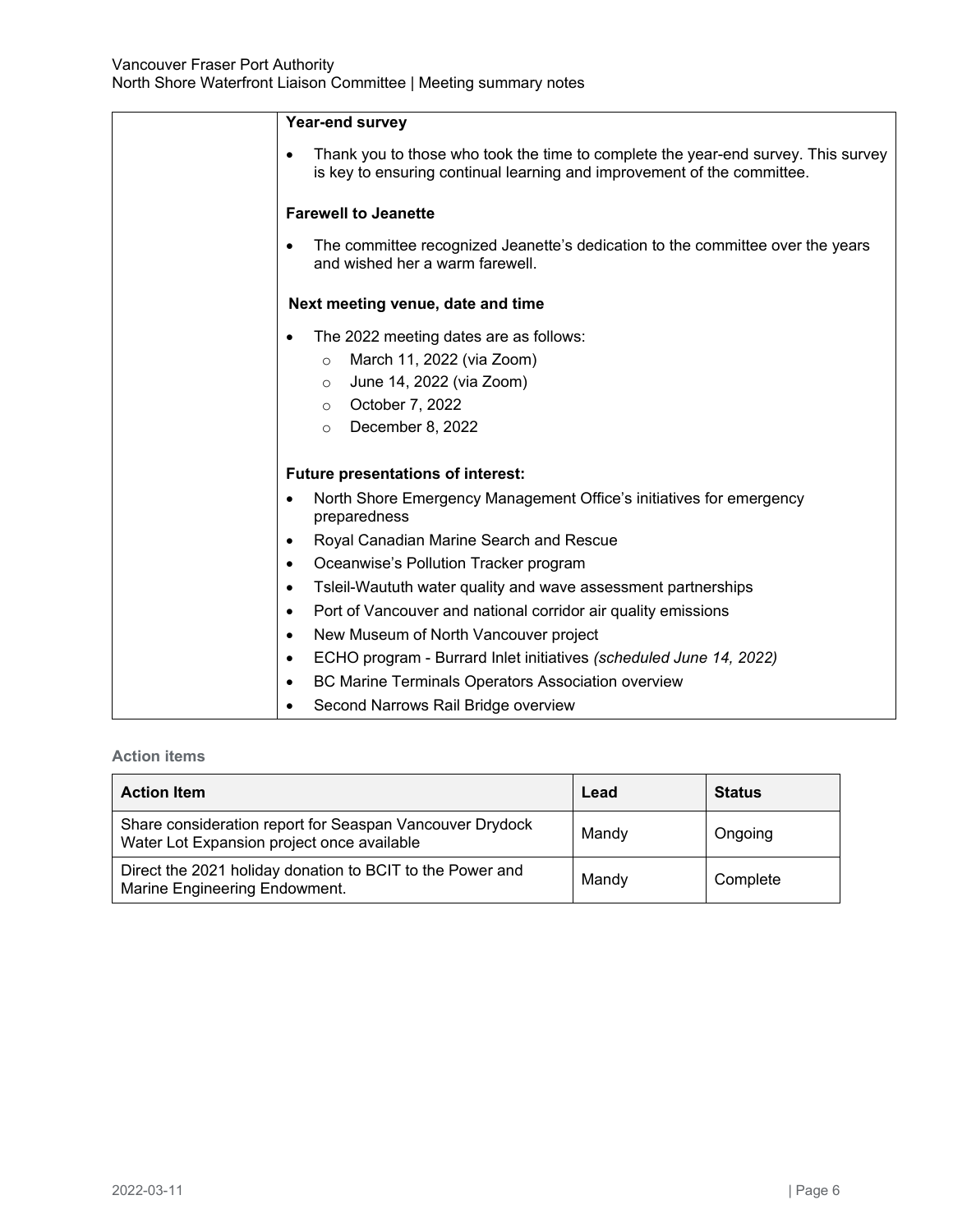**Year-end survey**

- Thank you to those who took the time to complete the year-end survey. This survey is key to ensuring continual learning and improvement of the committee.

**Farewell to Jeanette**

- The committee recognized Jeanette's dedication to the committee over the years and wished her a warm farewell.

**Next meeting venue, date and time**

- The 2022 meeting dates are as follows:
  - March 11, 2022 (via Zoom)
  - June 14, 2022 (via Zoom)
  - October 7, 2022
  - December 8, 2022

**Future presentations of interest:**

- North Shore Emergency Management Office's initiatives for emergency preparedness
- Royal Canadian Marine Search and Rescue
- Oceanwise's Pollution Tracker program
- Tsleil-Waututh water quality and wave assessment partnerships
- Port of Vancouver and national corridor air quality emissions
- New Museum of North Vancouver project
- ECHO program - Burrard Inlet initiatives *(scheduled June 14, 2022)*
- BC Marine Terminals Operators Association overview
- Second Narrows Rail Bridge overview

### Action items

| Action Item | Lead | Status |
|---|---|---|
| Share consideration report for Seaspan Vancouver Drydock Water Lot Expansion project once available | Mandy | Ongoing |
| Direct the 2021 holiday donation to BCIT to the Power and Marine Engineering Endowment. | Mandy | Complete |